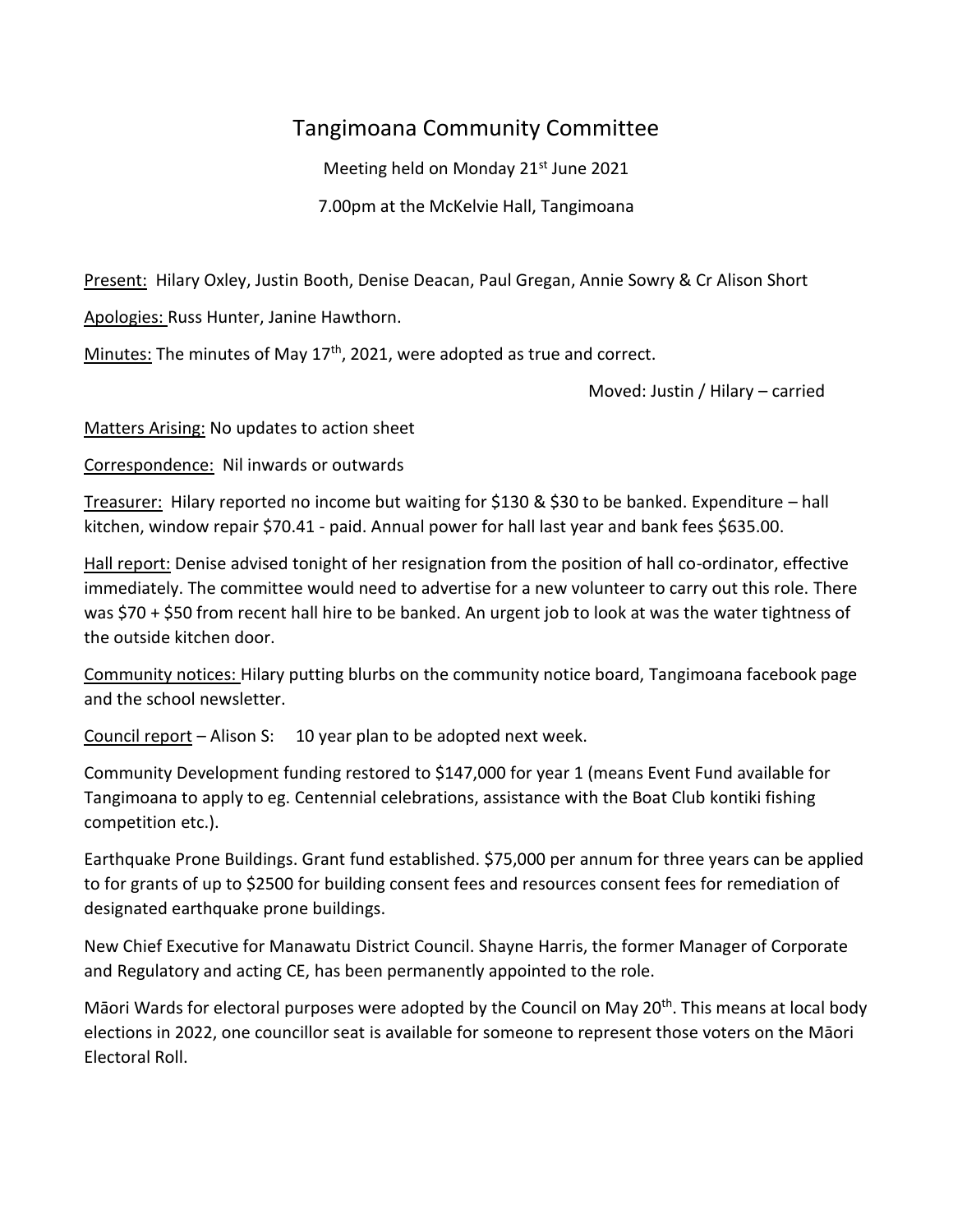# Tangimoana Community Committee

Meeting held on Monday 21st June 2021

7.00pm at the McKelvie Hall, Tangimoana

Present: Hilary Oxley, Justin Booth, Denise Deacan, Paul Gregan, Annie Sowry & Cr Alison Short

Apologies: Russ Hunter, Janine Hawthorn.

Minutes: The minutes of May 17th, 2021, were adopted as true and correct.

Moved: Justin / Hilary – carried

Matters Arising: No updates to action sheet

Correspondence: Nil inwards or outwards

Treasurer: Hilary reported no income but waiting for $130 & $30 to be banked. Expenditure – hall kitchen, window repair $70.41 - paid. Annual power for hall last year and bank fees $635.00.

Hall report: Denise advised tonight of her resignation from the position of hall co-ordinator, effective immediately. The committee would need to advertise for a new volunteer to carry out this role. There was $70 + $50 from recent hall hire to be banked. An urgent job to look at was the water tightness of the outside kitchen door.

Community notices: Hilary putting blurbs on the community notice board, Tangimoana facebook page and the school newsletter.

Council report – Alison S: 10 year plan to be adopted next week.

Community Development funding restored to $147,000 for year 1 (means Event Fund available for Tangimoana to apply to eg. Centennial celebrations, assistance with the Boat Club kontiki fishing competition etc.).

Earthquake Prone Buildings. Grant fund established. $75,000 per annum for three years can be applied to for grants of up to $2500 for building consent fees and resources consent fees for remediation of designated earthquake prone buildings.

New Chief Executive for Manawatu District Council. Shayne Harris, the former Manager of Corporate and Regulatory and acting CE, has been permanently appointed to the role.

Māori Wards for electoral purposes were adopted by the Council on May 20th. This means at local body elections in 2022, one councillor seat is available for someone to represent those voters on the Māori Electoral Roll.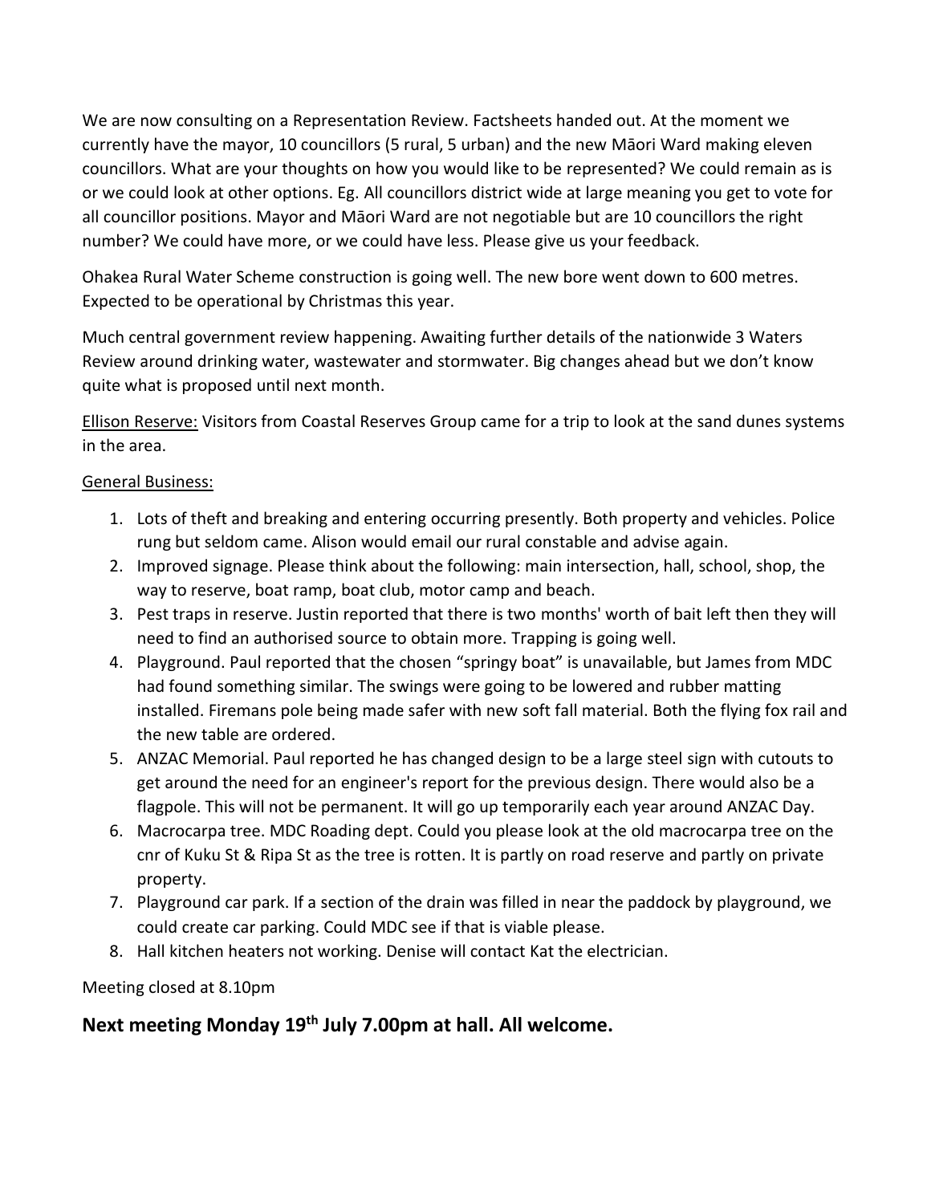We are now consulting on a Representation Review. Factsheets handed out. At the moment we currently have the mayor, 10 councillors (5 rural, 5 urban) and the new Māori Ward making eleven councillors. What are your thoughts on how you would like to be represented? We could remain as is or we could look at other options. Eg. All councillors district wide at large meaning you get to vote for all councillor positions. Mayor and Māori Ward are not negotiable but are 10 councillors the right number? We could have more, or we could have less. Please give us your feedback.

Ohakea Rural Water Scheme construction is going well. The new bore went down to 600 metres. Expected to be operational by Christmas this year.

Much central government review happening. Awaiting further details of the nationwide 3 Waters Review around drinking water, wastewater and stormwater. Big changes ahead but we don't know quite what is proposed until next month.

<u>Ellison Reserve:</u> Visitors from Coastal Reserves Group came for a trip to look at the sand dunes systems in the area.

<u>General Business:</u>

1. Lots of theft and breaking and entering occurring presently. Both property and vehicles. Police rung but seldom came. Alison would email our rural constable and advise again.
2. Improved signage. Please think about the following: main intersection, hall, school, shop, the way to reserve, boat ramp, boat club, motor camp and beach.
3. Pest traps in reserve. Justin reported that there is two months' worth of bait left then they will need to find an authorised source to obtain more. Trapping is going well.
4. Playground. Paul reported that the chosen "springy boat" is unavailable, but James from MDC had found something similar. The swings were going to be lowered and rubber matting installed. Firemans pole being made safer with new soft fall material. Both the flying fox rail and the new table are ordered.
5. ANZAC Memorial. Paul reported he has changed design to be a large steel sign with cutouts to get around the need for an engineer's report for the previous design. There would also be a flagpole. This will not be permanent. It will go up temporarily each year around ANZAC Day.
6. Macrocarpa tree. MDC Roading dept. Could you please look at the old macrocarpa tree on the cnr of Kuku St & Ripa St as the tree is rotten. It is partly on road reserve and partly on private property.
7. Playground car park. If a section of the drain was filled in near the paddock by playground, we could create car parking. Could MDC see if that is viable please.
8. Hall kitchen heaters not working. Denise will contact Kat the electrician.

Meeting closed at 8.10pm

## Next meeting Monday 19th July 7.00pm at hall. All welcome.